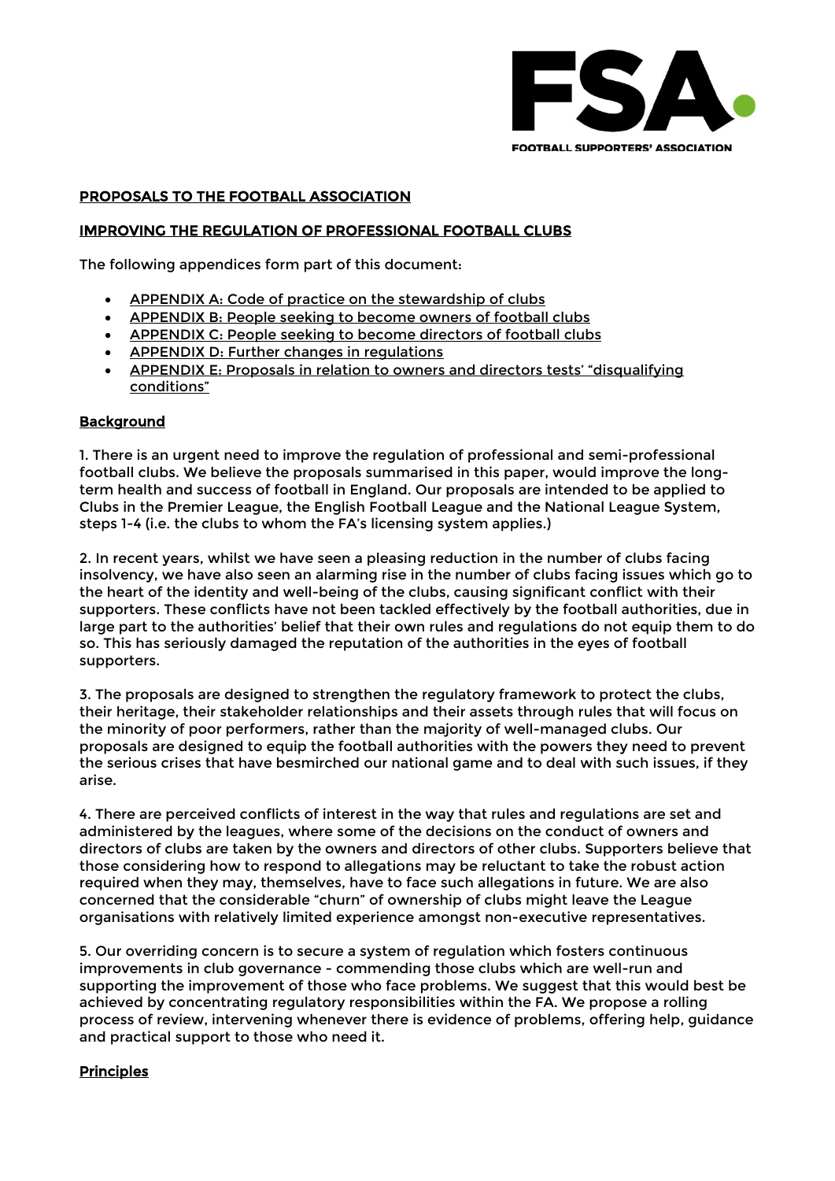FSA.

FOOTBALL SUPPORTERS' ASSOCIATION

## PROPOSALS TO THE FOOTBALL ASSOCIATION

## IMPROVING THE REGULATION OF PROFESSIONAL FOOTBALL CLUBS

The following appendices form part of this document:

- APPENDIX A: Code of practice on the stewardship of clubs
- APPENDIX B: People seeking to become owners of football clubs
- APPENDIX C: People seeking to become directors of football clubs
- APPENDIX D: Further changes in regulations
- APPENDIX E: Proposals in relation to owners and directors tests' "disqualifying conditions"

### Background

1. There is an urgent need to improve the regulation of professional and semi-professional football clubs. We believe the proposals summarised in this paper, would improve the long-term health and success of football in England. Our proposals are intended to be applied to Clubs in the Premier League, the English Football League and the National League System, steps 1-4 (i.e. the clubs to whom the FA's licensing system applies.)

2. In recent years, whilst we have seen a pleasing reduction in the number of clubs facing insolvency, we have also seen an alarming rise in the number of clubs facing issues which go to the heart of the identity and well-being of the clubs, causing significant conflict with their supporters. These conflicts have not been tackled effectively by the football authorities, due in large part to the authorities' belief that their own rules and regulations do not equip them to do so. This has seriously damaged the reputation of the authorities in the eyes of football supporters.

3. The proposals are designed to strengthen the regulatory framework to protect the clubs, their heritage, their stakeholder relationships and their assets through rules that will focus on the minority of poor performers, rather than the majority of well-managed clubs. Our proposals are designed to equip the football authorities with the powers they need to prevent the serious crises that have besmirched our national game and to deal with such issues, if they arise.

4. There are perceived conflicts of interest in the way that rules and regulations are set and administered by the leagues, where some of the decisions on the conduct of owners and directors of clubs are taken by the owners and directors of other clubs. Supporters believe that those considering how to respond to allegations may be reluctant to take the robust action required when they may, themselves, have to face such allegations in future. We are also concerned that the considerable "churn" of ownership of clubs might leave the League organisations with relatively limited experience amongst non-executive representatives.

5. Our overriding concern is to secure a system of regulation which fosters continuous improvements in club governance - commending those clubs which are well-run and supporting the improvement of those who face problems. We suggest that this would best be achieved by concentrating regulatory responsibilities within the FA. We propose a rolling process of review, intervening whenever there is evidence of problems, offering help, guidance and practical support to those who need it.

### Principles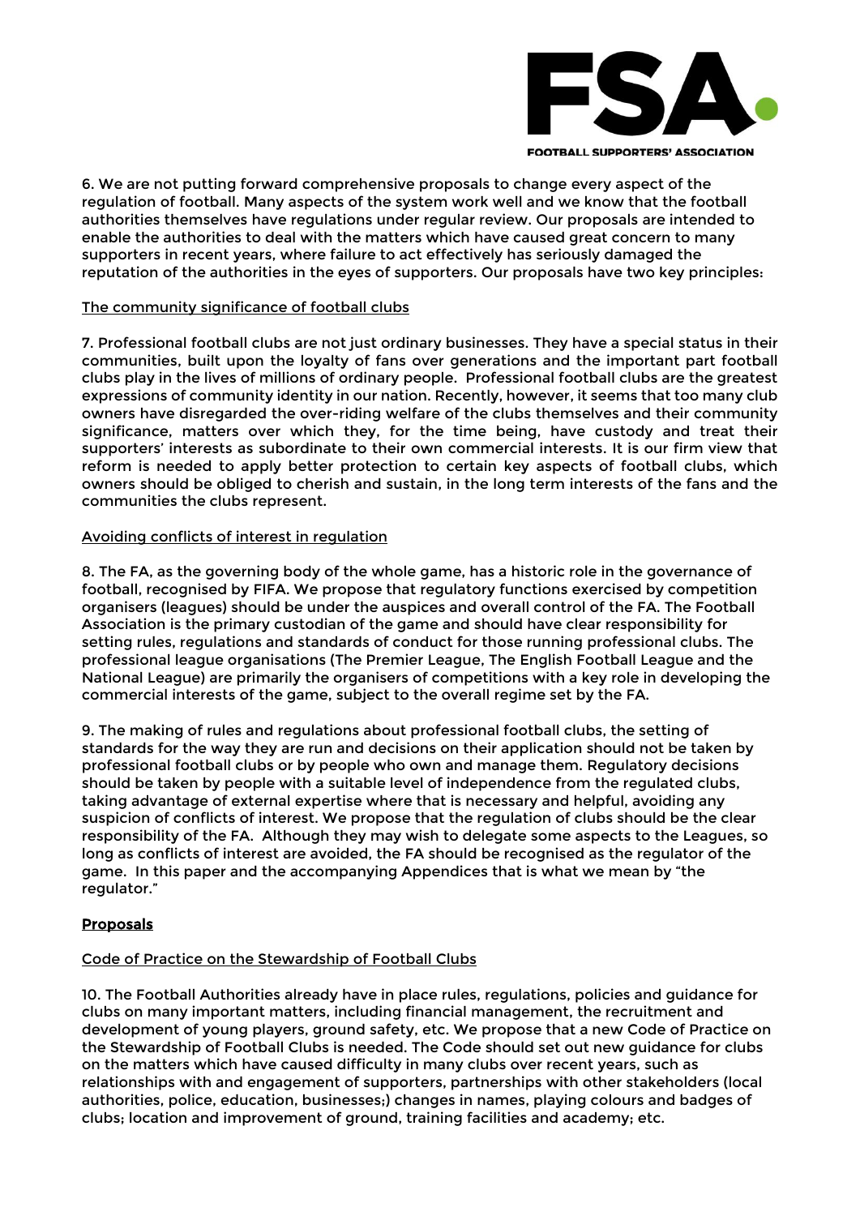6. We are not putting forward comprehensive proposals to change every aspect of the regulation of football. Many aspects of the system work well and we know that the football authorities themselves have regulations under regular review. Our proposals are intended to enable the authorities to deal with the matters which have caused great concern to many supporters in recent years, where failure to act effectively has seriously damaged the reputation of the authorities in the eyes of supporters. Our proposals have two key principles:

<u>The community significance of football clubs</u>

7. Professional football clubs are not just ordinary businesses. They have a special status in their communities, built upon the loyalty of fans over generations and the important part football clubs play in the lives of millions of ordinary people. Professional football clubs are the greatest expressions of community identity in our nation. Recently, however, it seems that too many club owners have disregarded the over-riding welfare of the clubs themselves and their community significance, matters over which they, for the time being, have custody and treat their supporters' interests as subordinate to their own commercial interests. It is our firm view that reform is needed to apply better protection to certain key aspects of football clubs, which owners should be obliged to cherish and sustain, in the long term interests of the fans and the communities the clubs represent.

<u>Avoiding conflicts of interest in regulation</u>

8. The FA, as the governing body of the whole game, has a historic role in the governance of football, recognised by FIFA. We propose that regulatory functions exercised by competition organisers (leagues) should be under the auspices and overall control of the FA. The Football Association is the primary custodian of the game and should have clear responsibility for setting rules, regulations and standards of conduct for those running professional clubs. The professional league organisations (The Premier League, The English Football League and the National League) are primarily the organisers of competitions with a key role in developing the commercial interests of the game, subject to the overall regime set by the FA.

9. The making of rules and regulations about professional football clubs, the setting of standards for the way they are run and decisions on their application should not be taken by professional football clubs or by people who own and manage them. Regulatory decisions should be taken by people with a suitable level of independence from the regulated clubs, taking advantage of external expertise where that is necessary and helpful, avoiding any suspicion of conflicts of interest. We propose that the regulation of clubs should be the clear responsibility of the FA. Although they may wish to delegate some aspects to the Leagues, so long as conflicts of interest are avoided, the FA should be recognised as the regulator of the game. In this paper and the accompanying Appendices that is what we mean by "the regulator."

## <u>Proposals</u>

<u>Code of Practice on the Stewardship of Football Clubs</u>

10. The Football Authorities already have in place rules, regulations, policies and guidance for clubs on many important matters, including financial management, the recruitment and development of young players, ground safety, etc. We propose that a new Code of Practice on the Stewardship of Football Clubs is needed. The Code should set out new guidance for clubs on the matters which have caused difficulty in many clubs over recent years, such as relationships with and engagement of supporters, partnerships with other stakeholders (local authorities, police, education, businesses;) changes in names, playing colours and badges of clubs; location and improvement of ground, training facilities and academy; etc.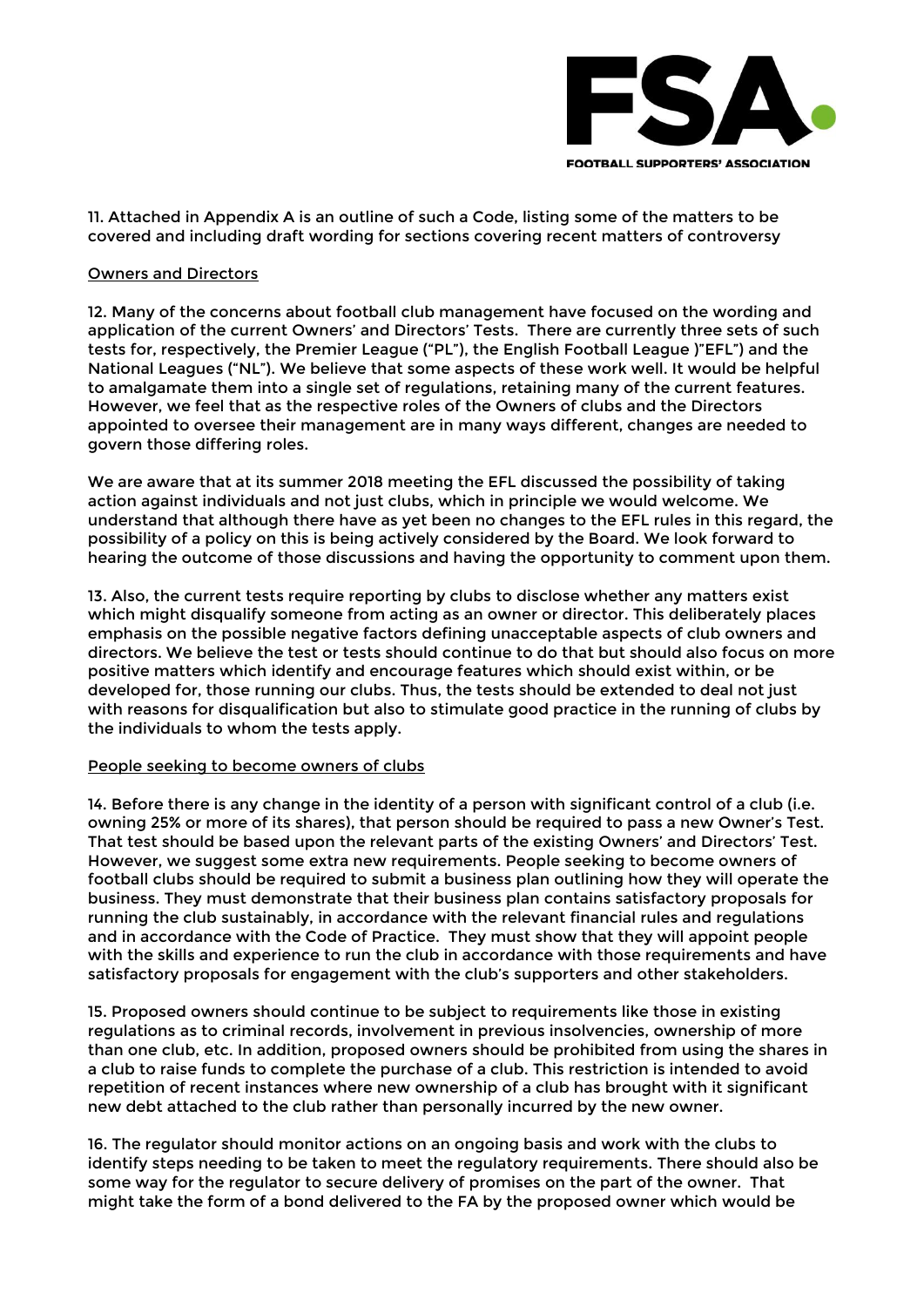11. Attached in Appendix A is an outline of such a Code, listing some of the matters to be covered and including draft wording for sections covering recent matters of controversy

Owners and Directors

12. Many of the concerns about football club management have focused on the wording and application of the current Owners' and Directors' Tests. There are currently three sets of such tests for, respectively, the Premier League ("PL"), the English Football League )"EFL") and the National Leagues ("NL"). We believe that some aspects of these work well. It would be helpful to amalgamate them into a single set of regulations, retaining many of the current features. However, we feel that as the respective roles of the Owners of clubs and the Directors appointed to oversee their management are in many ways different, changes are needed to govern those differing roles.

We are aware that at its summer 2018 meeting the EFL discussed the possibility of taking action against individuals and not just clubs, which in principle we would welcome. We understand that although there have as yet been no changes to the EFL rules in this regard, the possibility of a policy on this is being actively considered by the Board. We look forward to hearing the outcome of those discussions and having the opportunity to comment upon them.

13. Also, the current tests require reporting by clubs to disclose whether any matters exist which might disqualify someone from acting as an owner or director. This deliberately places emphasis on the possible negative factors defining unacceptable aspects of club owners and directors. We believe the test or tests should continue to do that but should also focus on more positive matters which identify and encourage features which should exist within, or be developed for, those running our clubs. Thus, the tests should be extended to deal not just with reasons for disqualification but also to stimulate good practice in the running of clubs by the individuals to whom the tests apply.

People seeking to become owners of clubs

14. Before there is any change in the identity of a person with significant control of a club (i.e. owning 25% or more of its shares), that person should be required to pass a new Owner's Test. That test should be based upon the relevant parts of the existing Owners' and Directors' Test. However, we suggest some extra new requirements. People seeking to become owners of football clubs should be required to submit a business plan outlining how they will operate the business. They must demonstrate that their business plan contains satisfactory proposals for running the club sustainably, in accordance with the relevant financial rules and regulations and in accordance with the Code of Practice. They must show that they will appoint people with the skills and experience to run the club in accordance with those requirements and have satisfactory proposals for engagement with the club's supporters and other stakeholders.

15. Proposed owners should continue to be subject to requirements like those in existing regulations as to criminal records, involvement in previous insolvencies, ownership of more than one club, etc. In addition, proposed owners should be prohibited from using the shares in a club to raise funds to complete the purchase of a club. This restriction is intended to avoid repetition of recent instances where new ownership of a club has brought with it significant new debt attached to the club rather than personally incurred by the new owner.

16. The regulator should monitor actions on an ongoing basis and work with the clubs to identify steps needing to be taken to meet the regulatory requirements. There should also be some way for the regulator to secure delivery of promises on the part of the owner. That might take the form of a bond delivered to the FA by the proposed owner which would be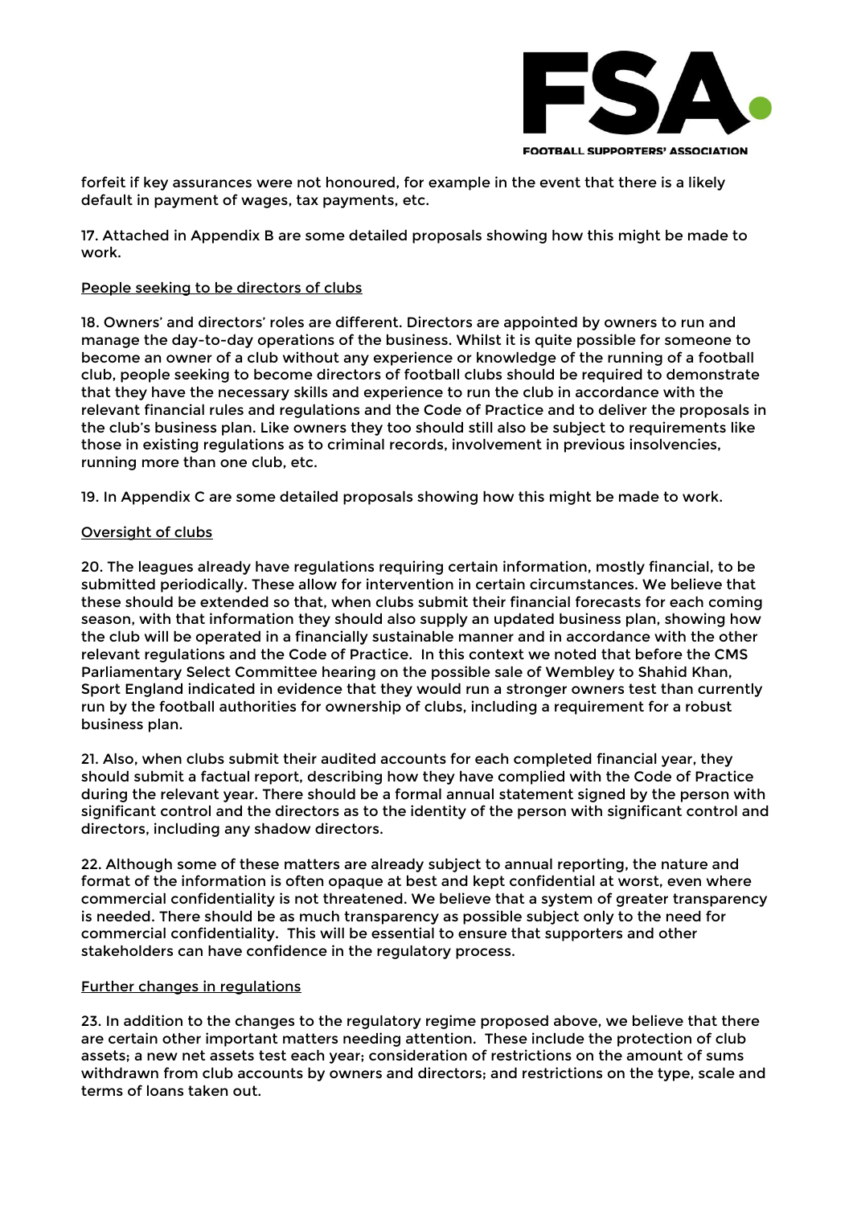forfeit if key assurances were not honoured, for example in the event that there is a likely default in payment of wages, tax payments, etc.

17. Attached in Appendix B are some detailed proposals showing how this might be made to work.

<u>People seeking to be directors of clubs</u>

18. Owners' and directors' roles are different. Directors are appointed by owners to run and manage the day-to-day operations of the business. Whilst it is quite possible for someone to become an owner of a club without any experience or knowledge of the running of a football club, people seeking to become directors of football clubs should be required to demonstrate that they have the necessary skills and experience to run the club in accordance with the relevant financial rules and regulations and the Code of Practice and to deliver the proposals in the club's business plan. Like owners they too should still also be subject to requirements like those in existing regulations as to criminal records, involvement in previous insolvencies, running more than one club, etc.

19. In Appendix C are some detailed proposals showing how this might be made to work.

<u>Oversight of clubs</u>

20. The leagues already have regulations requiring certain information, mostly financial, to be submitted periodically. These allow for intervention in certain circumstances. We believe that these should be extended so that, when clubs submit their financial forecasts for each coming season, with that information they should also supply an updated business plan, showing how the club will be operated in a financially sustainable manner and in accordance with the other relevant regulations and the Code of Practice. In this context we noted that before the CMS Parliamentary Select Committee hearing on the possible sale of Wembley to Shahid Khan, Sport England indicated in evidence that they would run a stronger owners test than currently run by the football authorities for ownership of clubs, including a requirement for a robust business plan.

21. Also, when clubs submit their audited accounts for each completed financial year, they should submit a factual report, describing how they have complied with the Code of Practice during the relevant year. There should be a formal annual statement signed by the person with significant control and the directors as to the identity of the person with significant control and directors, including any shadow directors.

22. Although some of these matters are already subject to annual reporting, the nature and format of the information is often opaque at best and kept confidential at worst, even where commercial confidentiality is not threatened. We believe that a system of greater transparency is needed. There should be as much transparency as possible subject only to the need for commercial confidentiality. This will be essential to ensure that supporters and other stakeholders can have confidence in the regulatory process.

<u>Further changes in regulations</u>

23. In addition to the changes to the regulatory regime proposed above, we believe that there are certain other important matters needing attention. These include the protection of club assets; a new net assets test each year; consideration of restrictions on the amount of sums withdrawn from club accounts by owners and directors; and restrictions on the type, scale and terms of loans taken out.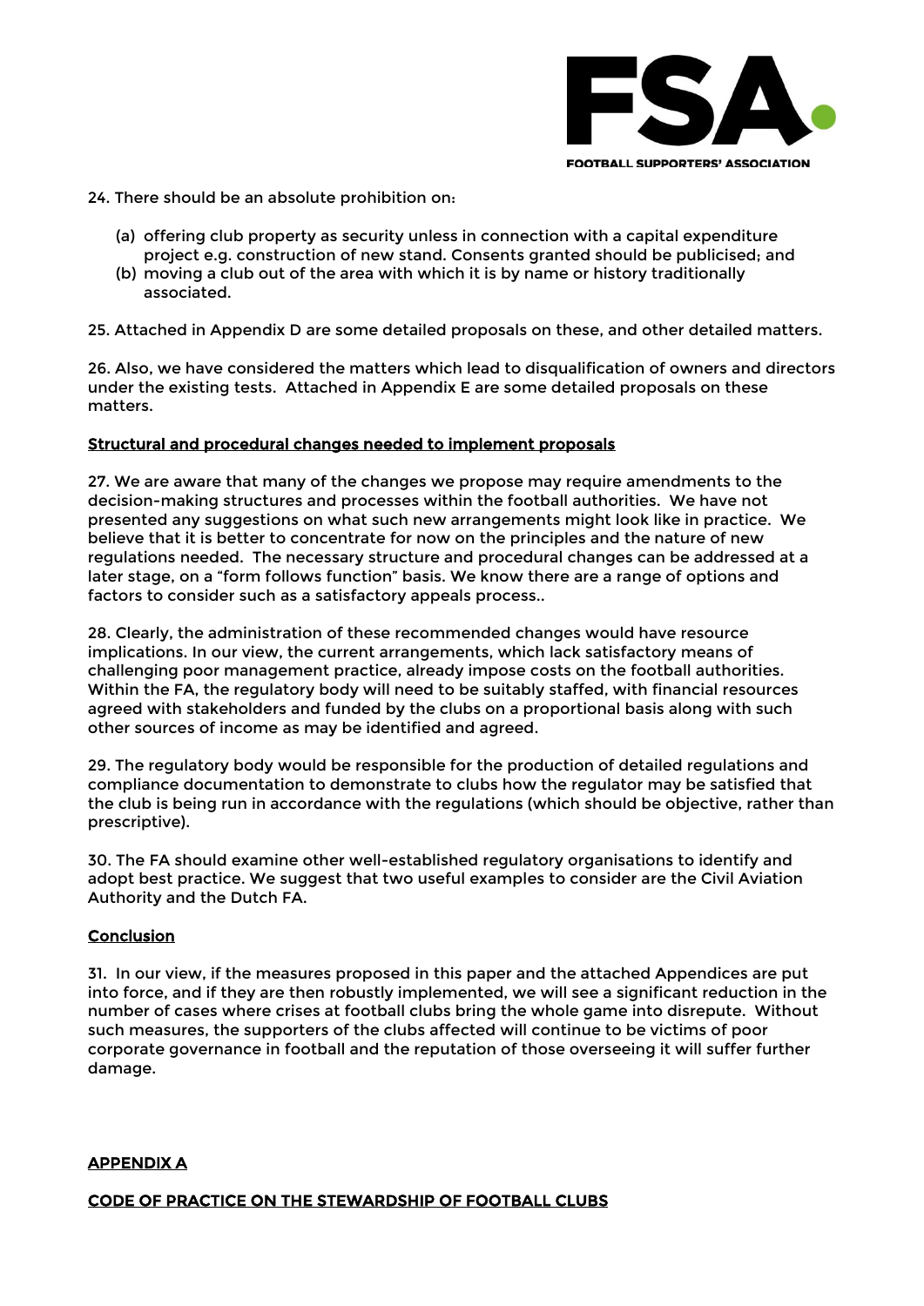24. There should be an absolute prohibition on:

(a) offering club property as security unless in connection with a capital expenditure project e.g. construction of new stand. Consents granted should be publicised; and
(b) moving a club out of the area with which it is by name or history traditionally associated.

25. Attached in Appendix D are some detailed proposals on these, and other detailed matters.

26. Also, we have considered the matters which lead to disqualification of owners and directors under the existing tests. Attached in Appendix E are some detailed proposals on these matters.

**Structural and procedural changes needed to implement proposals**

27. We are aware that many of the changes we propose may require amendments to the decision-making structures and processes within the football authorities. We have not presented any suggestions on what such new arrangements might look like in practice. We believe that it is better to concentrate for now on the principles and the nature of new regulations needed. The necessary structure and procedural changes can be addressed at a later stage, on a "form follows function" basis. We know there are a range of options and factors to consider such as a satisfactory appeals process..

28. Clearly, the administration of these recommended changes would have resource implications. In our view, the current arrangements, which lack satisfactory means of challenging poor management practice, already impose costs on the football authorities. Within the FA, the regulatory body will need to be suitably staffed, with financial resources agreed with stakeholders and funded by the clubs on a proportional basis along with such other sources of income as may be identified and agreed.

29. The regulatory body would be responsible for the production of detailed regulations and compliance documentation to demonstrate to clubs how the regulator may be satisfied that the club is being run in accordance with the regulations (which should be objective, rather than prescriptive).

30. The FA should examine other well-established regulatory organisations to identify and adopt best practice. We suggest that two useful examples to consider are the Civil Aviation Authority and the Dutch FA.

**Conclusion**

31. In our view, if the measures proposed in this paper and the attached Appendices are put into force, and if they are then robustly implemented, we will see a significant reduction in the number of cases where crises at football clubs bring the whole game into disrepute. Without such measures, the supporters of the clubs affected will continue to be victims of poor corporate governance in football and the reputation of those overseeing it will suffer further damage.

## APPENDIX A

### CODE OF PRACTICE ON THE STEWARDSHIP OF FOOTBALL CLUBS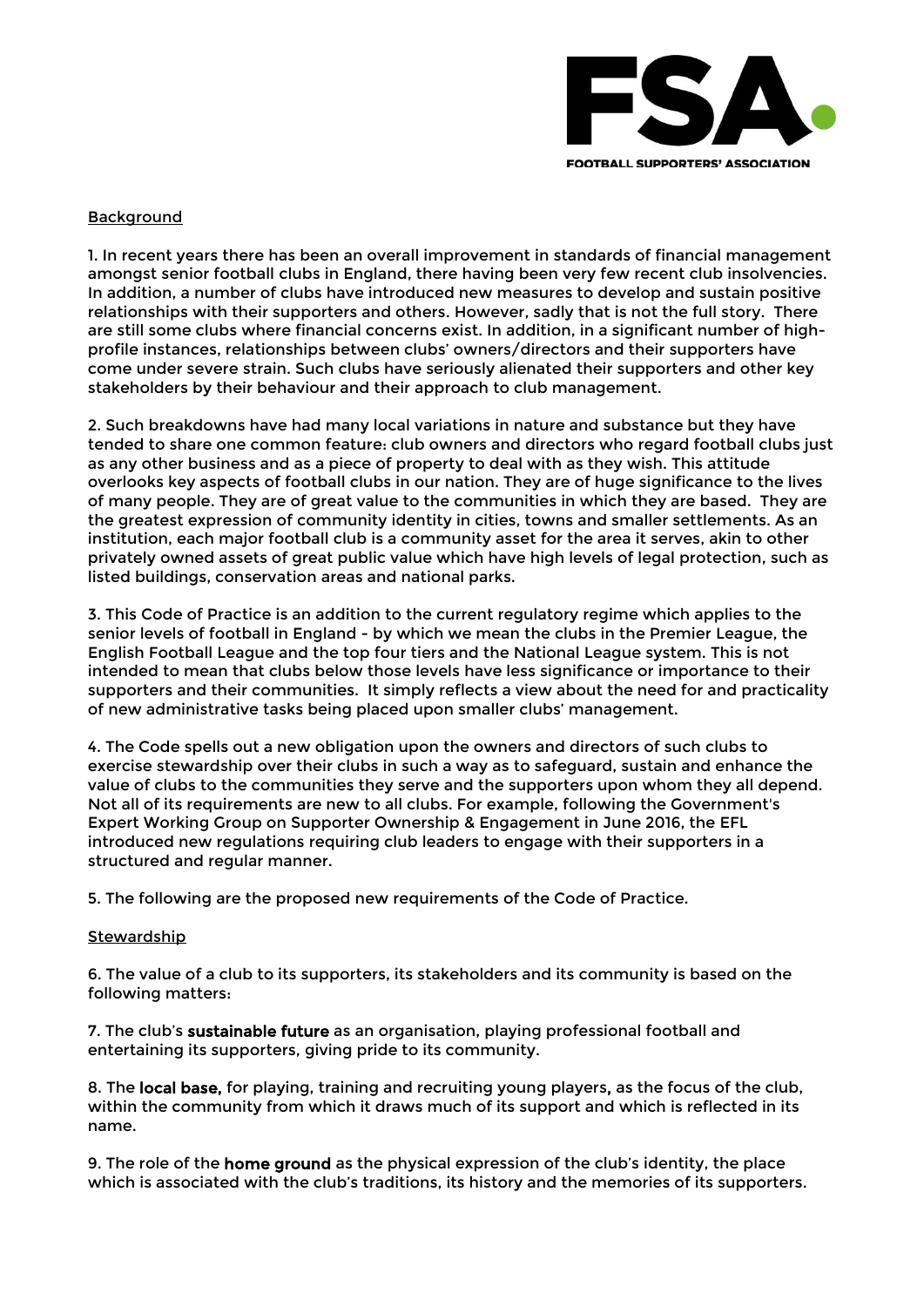## Background

1. In recent years there has been an overall improvement in standards of financial management amongst senior football clubs in England, there having been very few recent club insolvencies. In addition, a number of clubs have introduced new measures to develop and sustain positive relationships with their supporters and others. However, sadly that is not the full story. There are still some clubs where financial concerns exist. In addition, in a significant number of high-profile instances, relationships between clubs' owners/directors and their supporters have come under severe strain. Such clubs have seriously alienated their supporters and other key stakeholders by their behaviour and their approach to club management.

2. Such breakdowns have had many local variations in nature and substance but they have tended to share one common feature: club owners and directors who regard football clubs just as any other business and as a piece of property to deal with as they wish. This attitude overlooks key aspects of football clubs in our nation. They are of huge significance to the lives of many people. They are of great value to the communities in which they are based. They are the greatest expression of community identity in cities, towns and smaller settlements. As an institution, each major football club is a community asset for the area it serves, akin to other privately owned assets of great public value which have high levels of legal protection, such as listed buildings, conservation areas and national parks.

3. This Code of Practice is an addition to the current regulatory regime which applies to the senior levels of football in England - by which we mean the clubs in the Premier League, the English Football League and the top four tiers and the National League system. This is not intended to mean that clubs below those levels have less significance or importance to their supporters and their communities. It simply reflects a view about the need for and practicality of new administrative tasks being placed upon smaller clubs' management.

4. The Code spells out a new obligation upon the owners and directors of such clubs to exercise stewardship over their clubs in such a way as to safeguard, sustain and enhance the value of clubs to the communities they serve and the supporters upon whom they all depend. Not all of its requirements are new to all clubs. For example, following the Government's Expert Working Group on Supporter Ownership & Engagement in June 2016, the EFL introduced new regulations requiring club leaders to engage with their supporters in a structured and regular manner.

5. The following are the proposed new requirements of the Code of Practice.

## Stewardship

6. The value of a club to its supporters, its stakeholders and its community is based on the following matters:

7. The club's **sustainable future** as an organisation, playing professional football and entertaining its supporters, giving pride to its community.

8. The **local base,** for playing, training and recruiting young players**,** as the focus of the club, within the community from which it draws much of its support and which is reflected in its name.

9. The role of the **home ground** as the physical expression of the club's identity, the place which is associated with the club's traditions, its history and the memories of its supporters.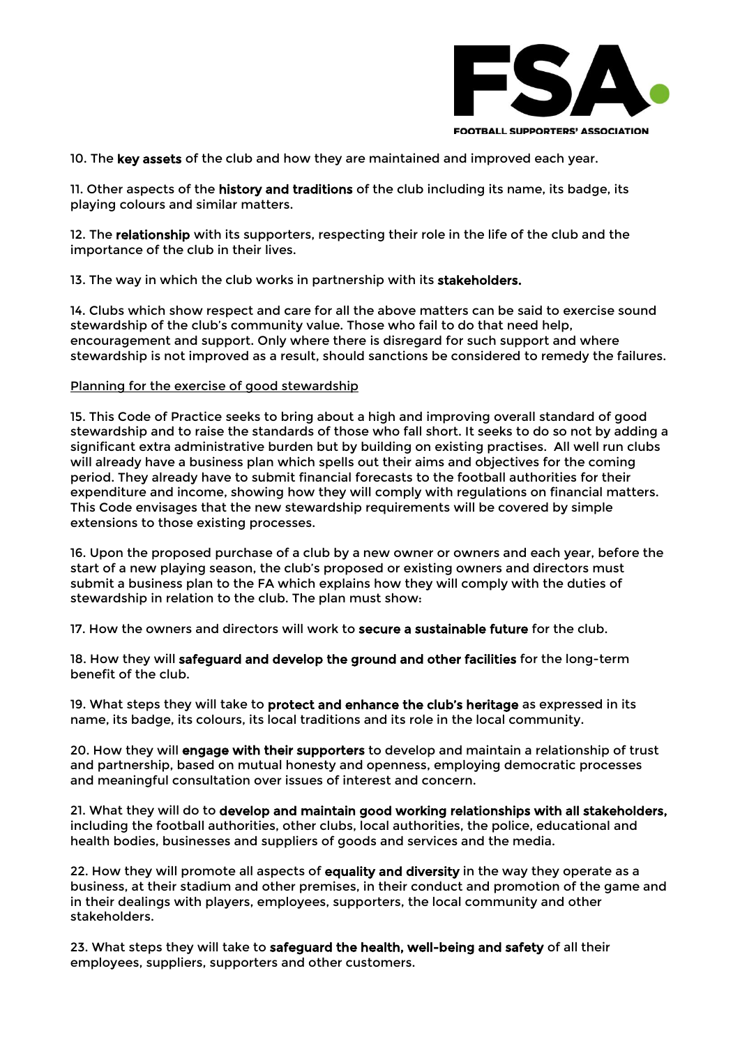10. The **key assets** of the club and how they are maintained and improved each year.

11. Other aspects of the **history and traditions** of the club including its name, its badge, its playing colours and similar matters.

12. The **relationship** with its supporters, respecting their role in the life of the club and the importance of the club in their lives.

13. The way in which the club works in partnership with its **stakeholders.**

14. Clubs which show respect and care for all the above matters can be said to exercise sound stewardship of the club's community value. Those who fail to do that need help, encouragement and support. Only where there is disregard for such support and where stewardship is not improved as a result, should sanctions be considered to remedy the failures.

Planning for the exercise of good stewardship

15. This Code of Practice seeks to bring about a high and improving overall standard of good stewardship and to raise the standards of those who fall short. It seeks to do so not by adding a significant extra administrative burden but by building on existing practises. All well run clubs will already have a business plan which spells out their aims and objectives for the coming period. They already have to submit financial forecasts to the football authorities for their expenditure and income, showing how they will comply with regulations on financial matters. This Code envisages that the new stewardship requirements will be covered by simple extensions to those existing processes.

16. Upon the proposed purchase of a club by a new owner or owners and each year, before the start of a new playing season, the club's proposed or existing owners and directors must submit a business plan to the FA which explains how they will comply with the duties of stewardship in relation to the club. The plan must show:

17. How the owners and directors will work to **secure a sustainable future** for the club.

18. How they will **safeguard and develop the ground and other facilities** for the long-term benefit of the club.

19. What steps they will take to **protect and enhance the club's heritage** as expressed in its name, its badge, its colours, its local traditions and its role in the local community.

20. How they will **engage with their supporters** to develop and maintain a relationship of trust and partnership, based on mutual honesty and openness, employing democratic processes and meaningful consultation over issues of interest and concern.

21. What they will do to **develop and maintain good working relationships with all stakeholders,** including the football authorities, other clubs, local authorities, the police, educational and health bodies, businesses and suppliers of goods and services and the media.

22. How they will promote all aspects of **equality and diversity** in the way they operate as a business, at their stadium and other premises, in their conduct and promotion of the game and in their dealings with players, employees, supporters, the local community and other stakeholders.

23. What steps they will take to **safeguard the health, well-being and safety** of all their employees, suppliers, supporters and other customers.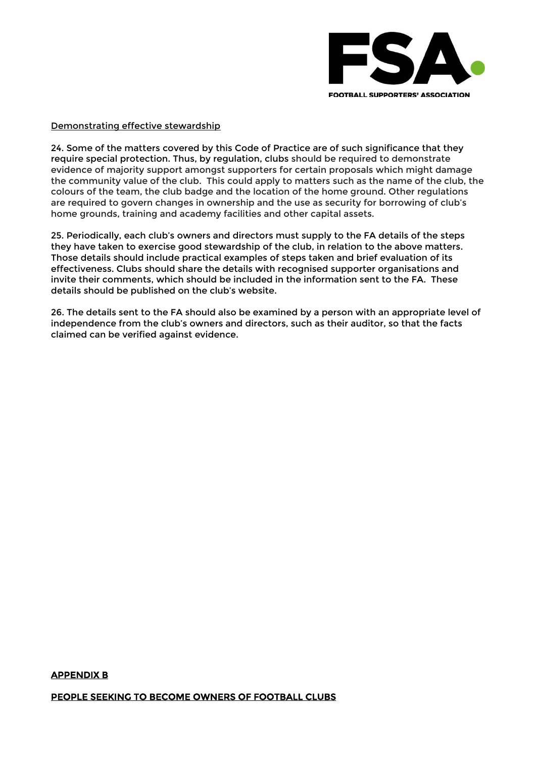Demonstrating effective stewardship

24. Some of the matters covered by this Code of Practice are of such significance that they require special protection. Thus, by regulation, clubs should be required to demonstrate evidence of majority support amongst supporters for certain proposals which might damage the community value of the club. This could apply to matters such as the name of the club, the colours of the team, the club badge and the location of the home ground. Other regulations are required to govern changes in ownership and the use as security for borrowing of club's home grounds, training and academy facilities and other capital assets.

25. Periodically, each club's owners and directors must supply to the FA details of the steps they have taken to exercise good stewardship of the club, in relation to the above matters. Those details should include practical examples of steps taken and brief evaluation of its effectiveness. Clubs should share the details with recognised supporter organisations and invite their comments, which should be included in the information sent to the FA. These details should be published on the club's website.

26. The details sent to the FA should also be examined by a person with an appropriate level of independence from the club's owners and directors, such as their auditor, so that the facts claimed can be verified against evidence.

## APPENDIX B

## PEOPLE SEEKING TO BECOME OWNERS OF FOOTBALL CLUBS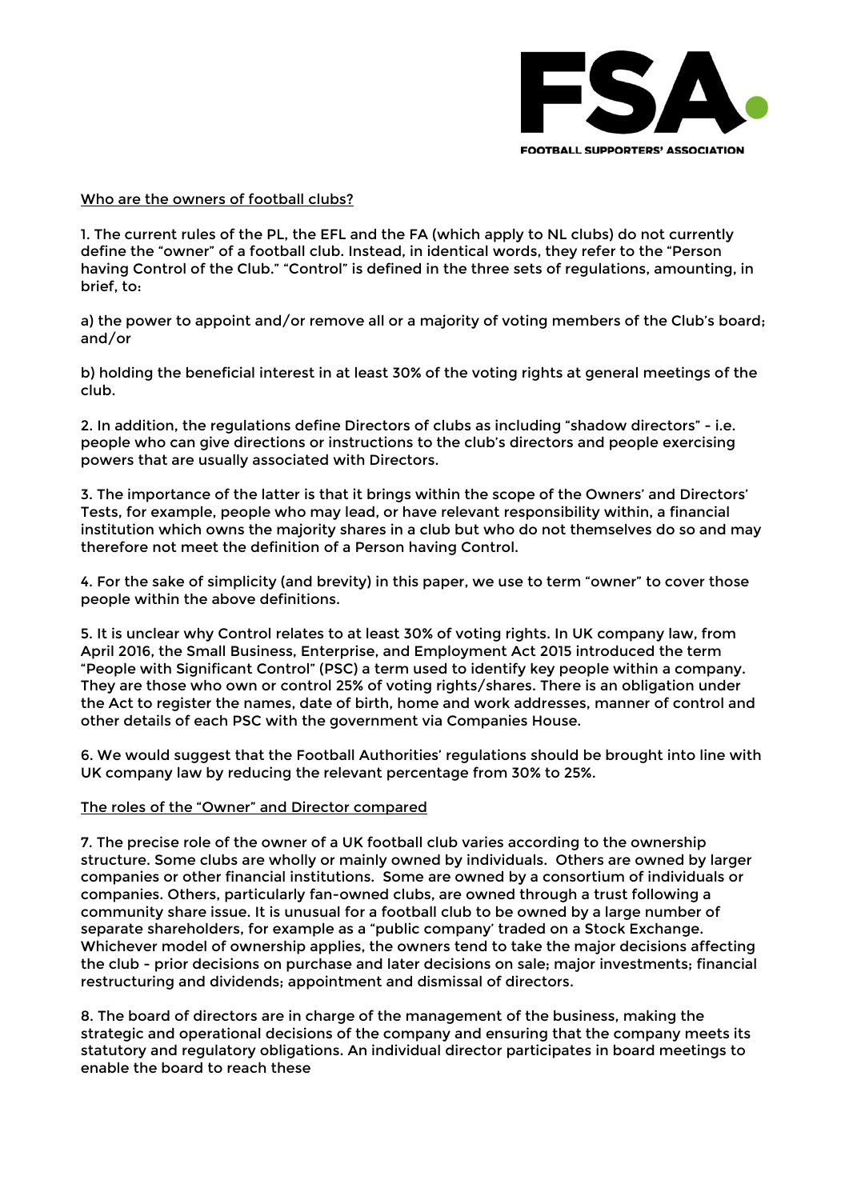Who are the owners of football clubs?

1. The current rules of the PL, the EFL and the FA (which apply to NL clubs) do not currently define the "owner" of a football club. Instead, in identical words, they refer to the "Person having Control of the Club." "Control" is defined in the three sets of regulations, amounting, in brief, to:

a) the power to appoint and/or remove all or a majority of voting members of the Club's board; and/or

b) holding the beneficial interest in at least 30% of the voting rights at general meetings of the club.

2. In addition, the regulations define Directors of clubs as including "shadow directors" - i.e. people who can give directions or instructions to the club's directors and people exercising powers that are usually associated with Directors.

3. The importance of the latter is that it brings within the scope of the Owners' and Directors' Tests, for example, people who may lead, or have relevant responsibility within, a financial institution which owns the majority shares in a club but who do not themselves do so and may therefore not meet the definition of a Person having Control.

4. For the sake of simplicity (and brevity) in this paper, we use to term "owner" to cover those people within the above definitions.

5. It is unclear why Control relates to at least 30% of voting rights. In UK company law, from April 2016, the Small Business, Enterprise, and Employment Act 2015 introduced the term "People with Significant Control" (PSC) a term used to identify key people within a company. They are those who own or control 25% of voting rights/shares. There is an obligation under the Act to register the names, date of birth, home and work addresses, manner of control and other details of each PSC with the government via Companies House.

6. We would suggest that the Football Authorities' regulations should be brought into line with UK company law by reducing the relevant percentage from 30% to 25%.

The roles of the "Owner" and Director compared

7. The precise role of the owner of a UK football club varies according to the ownership structure. Some clubs are wholly or mainly owned by individuals. Others are owned by larger companies or other financial institutions. Some are owned by a consortium of individuals or companies. Others, particularly fan-owned clubs, are owned through a trust following a community share issue. It is unusual for a football club to be owned by a large number of separate shareholders, for example as a "public company' traded on a Stock Exchange. Whichever model of ownership applies, the owners tend to take the major decisions affecting the club - prior decisions on purchase and later decisions on sale; major investments; financial restructuring and dividends; appointment and dismissal of directors.

8. The board of directors are in charge of the management of the business, making the strategic and operational decisions of the company and ensuring that the company meets its statutory and regulatory obligations. An individual director participates in board meetings to enable the board to reach these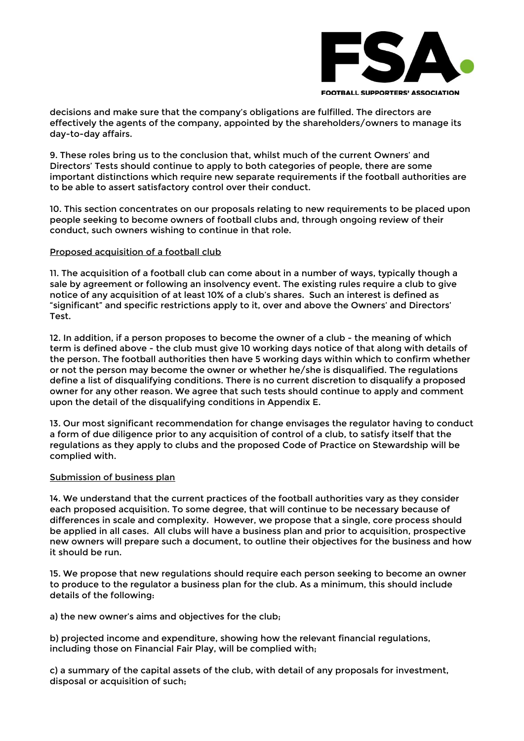decisions and make sure that the company's obligations are fulfilled. The directors are effectively the agents of the company, appointed by the shareholders/owners to manage its day-to-day affairs.

9. These roles bring us to the conclusion that, whilst much of the current Owners' and Directors' Tests should continue to apply to both categories of people, there are some important distinctions which require new separate requirements if the football authorities are to be able to assert satisfactory control over their conduct.

10. This section concentrates on our proposals relating to new requirements to be placed upon people seeking to become owners of football clubs and, through ongoing review of their conduct, such owners wishing to continue in that role.

Proposed acquisition of a football club

11. The acquisition of a football club can come about in a number of ways, typically though a sale by agreement or following an insolvency event. The existing rules require a club to give notice of any acquisition of at least 10% of a club's shares. Such an interest is defined as "significant" and specific restrictions apply to it, over and above the Owners' and Directors' Test.

12. In addition, if a person proposes to become the owner of a club - the meaning of which term is defined above - the club must give 10 working days notice of that along with details of the person. The football authorities then have 5 working days within which to confirm whether or not the person may become the owner or whether he/she is disqualified. The regulations define a list of disqualifying conditions. There is no current discretion to disqualify a proposed owner for any other reason. We agree that such tests should continue to apply and comment upon the detail of the disqualifying conditions in Appendix E.

13. Our most significant recommendation for change envisages the regulator having to conduct a form of due diligence prior to any acquisition of control of a club, to satisfy itself that the regulations as they apply to clubs and the proposed Code of Practice on Stewardship will be complied with.

Submission of business plan

14. We understand that the current practices of the football authorities vary as they consider each proposed acquisition. To some degree, that will continue to be necessary because of differences in scale and complexity. However, we propose that a single, core process should be applied in all cases. All clubs will have a business plan and prior to acquisition, prospective new owners will prepare such a document, to outline their objectives for the business and how it should be run.

15. We propose that new regulations should require each person seeking to become an owner to produce to the regulator a business plan for the club. As a minimum, this should include details of the following:

a) the new owner's aims and objectives for the club;

b) projected income and expenditure, showing how the relevant financial regulations, including those on Financial Fair Play, will be complied with;

c) a summary of the capital assets of the club, with detail of any proposals for investment, disposal or acquisition of such;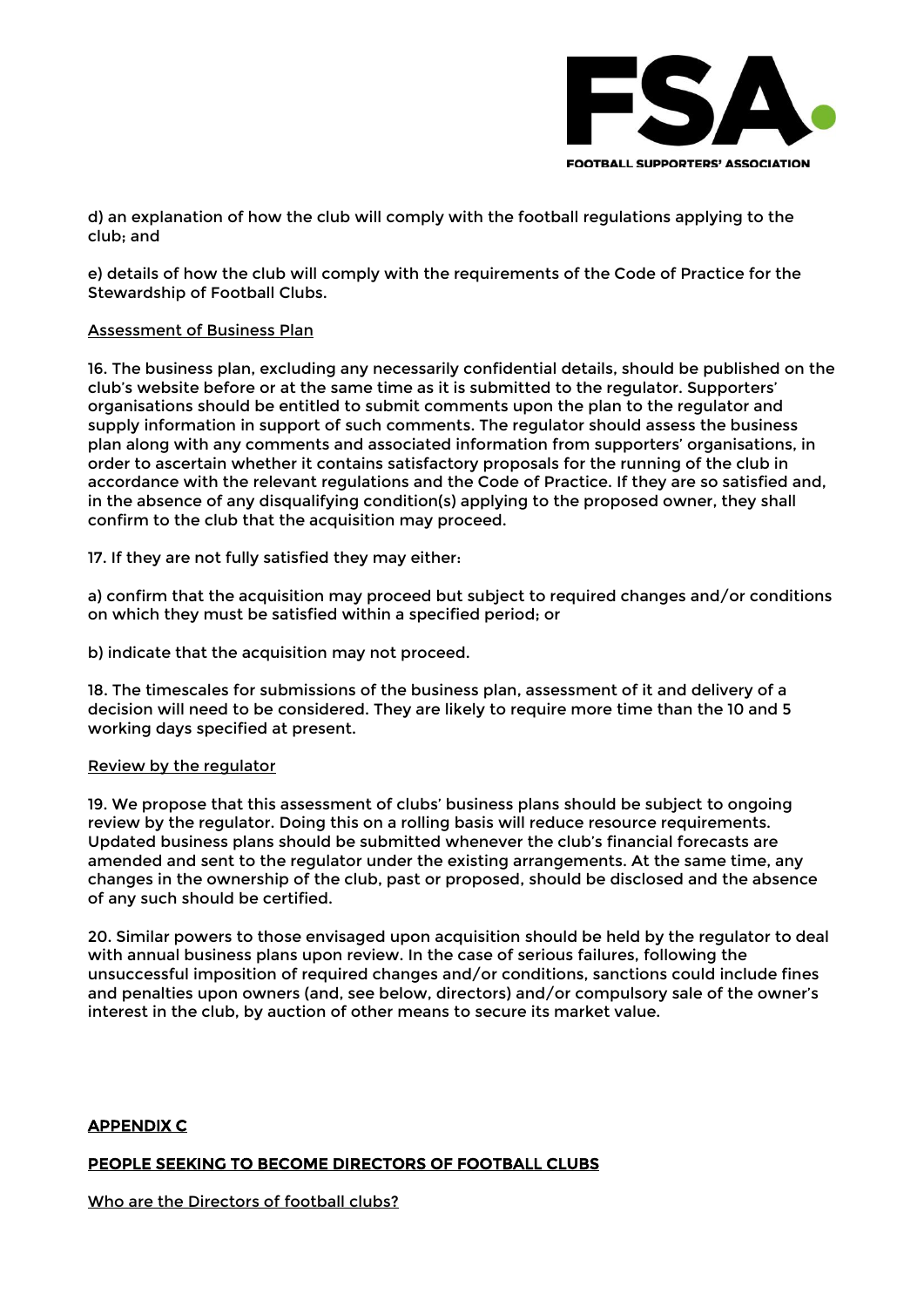d) an explanation of how the club will comply with the football regulations applying to the club; and

e) details of how the club will comply with the requirements of the Code of Practice for the Stewardship of Football Clubs.

Assessment of Business Plan

16. The business plan, excluding any necessarily confidential details, should be published on the club's website before or at the same time as it is submitted to the regulator. Supporters' organisations should be entitled to submit comments upon the plan to the regulator and supply information in support of such comments. The regulator should assess the business plan along with any comments and associated information from supporters' organisations, in order to ascertain whether it contains satisfactory proposals for the running of the club in accordance with the relevant regulations and the Code of Practice. If they are so satisfied and, in the absence of any disqualifying condition(s) applying to the proposed owner, they shall confirm to the club that the acquisition may proceed.

17. If they are not fully satisfied they may either:

a) confirm that the acquisition may proceed but subject to required changes and/or conditions on which they must be satisfied within a specified period; or

b) indicate that the acquisition may not proceed.

18. The timescales for submissions of the business plan, assessment of it and delivery of a decision will need to be considered. They are likely to require more time than the 10 and 5 working days specified at present.

Review by the regulator

19. We propose that this assessment of clubs' business plans should be subject to ongoing review by the regulator. Doing this on a rolling basis will reduce resource requirements. Updated business plans should be submitted whenever the club's financial forecasts are amended and sent to the regulator under the existing arrangements. At the same time, any changes in the ownership of the club, past or proposed, should be disclosed and the absence of any such should be certified.

20. Similar powers to those envisaged upon acquisition should be held by the regulator to deal with annual business plans upon review. In the case of serious failures, following the unsuccessful imposition of required changes and/or conditions, sanctions could include fines and penalties upon owners (and, see below, directors) and/or compulsory sale of the owner's interest in the club, by auction of other means to secure its market value.

## APPENDIX C

### PEOPLE SEEKING TO BECOME DIRECTORS OF FOOTBALL CLUBS

Who are the Directors of football clubs?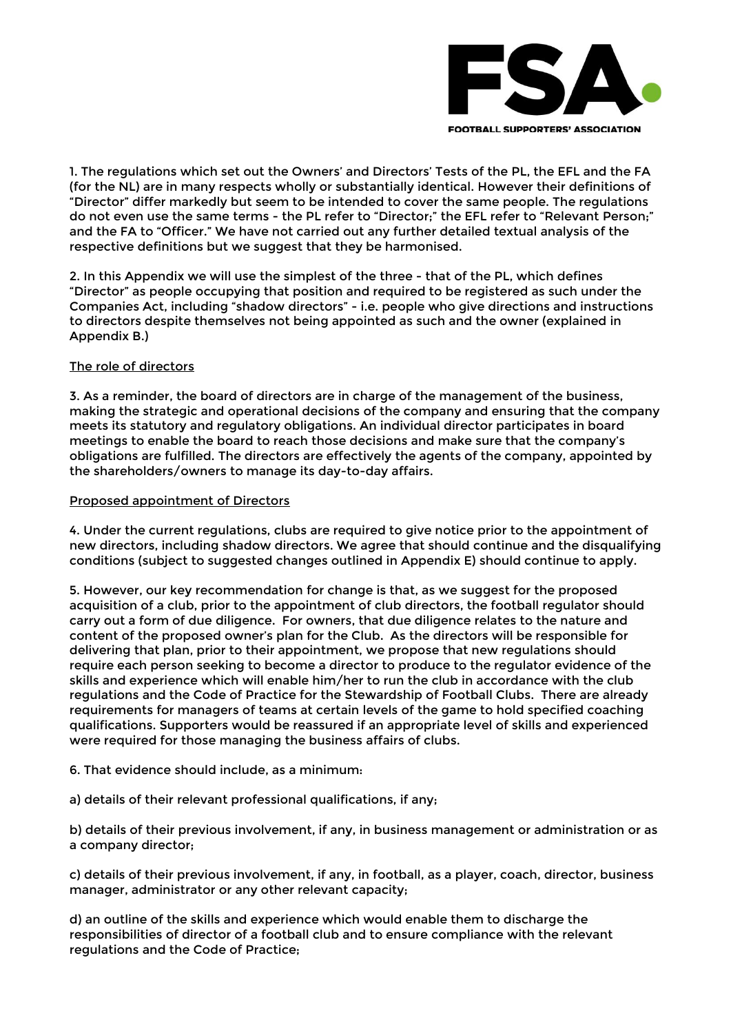1. The regulations which set out the Owners' and Directors' Tests of the PL, the EFL and the FA (for the NL) are in many respects wholly or substantially identical. However their definitions of "Director" differ markedly but seem to be intended to cover the same people. The regulations do not even use the same terms - the PL refer to "Director;" the EFL refer to "Relevant Person;" and the FA to "Officer." We have not carried out any further detailed textual analysis of the respective definitions but we suggest that they be harmonised.

2. In this Appendix we will use the simplest of the three - that of the PL, which defines "Director" as people occupying that position and required to be registered as such under the Companies Act, including "shadow directors" - i.e. people who give directions and instructions to directors despite themselves not being appointed as such and the owner (explained in Appendix B.)

<u>The role of directors</u>

3. As a reminder, the board of directors are in charge of the management of the business, making the strategic and operational decisions of the company and ensuring that the company meets its statutory and regulatory obligations. An individual director participates in board meetings to enable the board to reach those decisions and make sure that the company's obligations are fulfilled. The directors are effectively the agents of the company, appointed by the shareholders/owners to manage its day-to-day affairs.

<u>Proposed appointment of Directors</u>

4. Under the current regulations, clubs are required to give notice prior to the appointment of new directors, including shadow directors. We agree that should continue and the disqualifying conditions (subject to suggested changes outlined in Appendix E) should continue to apply.

5. However, our key recommendation for change is that, as we suggest for the proposed acquisition of a club, prior to the appointment of club directors, the football regulator should carry out a form of due diligence. For owners, that due diligence relates to the nature and content of the proposed owner's plan for the Club. As the directors will be responsible for delivering that plan, prior to their appointment, we propose that new regulations should require each person seeking to become a director to produce to the regulator evidence of the skills and experience which will enable him/her to run the club in accordance with the club regulations and the Code of Practice for the Stewardship of Football Clubs. There are already requirements for managers of teams at certain levels of the game to hold specified coaching qualifications. Supporters would be reassured if an appropriate level of skills and experienced were required for those managing the business affairs of clubs.

6. That evidence should include, as a minimum:

a) details of their relevant professional qualifications, if any;

b) details of their previous involvement, if any, in business management or administration or as a company director;

c) details of their previous involvement, if any, in football, as a player, coach, director, business manager, administrator or any other relevant capacity;

d) an outline of the skills and experience which would enable them to discharge the responsibilities of director of a football club and to ensure compliance with the relevant regulations and the Code of Practice;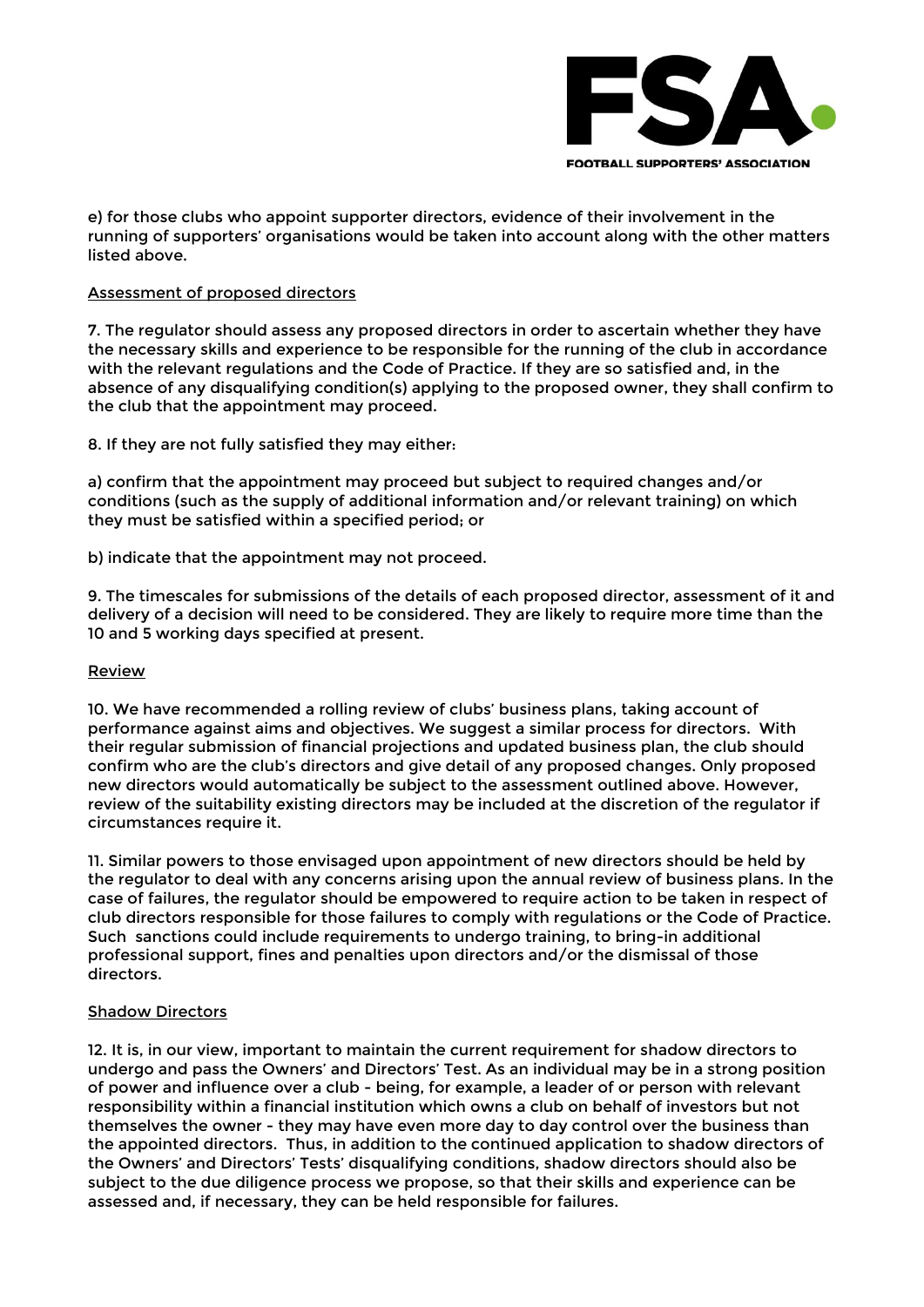e) for those clubs who appoint supporter directors, evidence of their involvement in the running of supporters' organisations would be taken into account along with the other matters listed above.

<u>Assessment of proposed directors</u>

7. The regulator should assess any proposed directors in order to ascertain whether they have the necessary skills and experience to be responsible for the running of the club in accordance with the relevant regulations and the Code of Practice. If they are so satisfied and, in the absence of any disqualifying condition(s) applying to the proposed owner, they shall confirm to the club that the appointment may proceed.

8. If they are not fully satisfied they may either:

a) confirm that the appointment may proceed but subject to required changes and/or conditions (such as the supply of additional information and/or relevant training) on which they must be satisfied within a specified period; or

b) indicate that the appointment may not proceed.

9. The timescales for submissions of the details of each proposed director, assessment of it and delivery of a decision will need to be considered. They are likely to require more time than the 10 and 5 working days specified at present.

<u>Review</u>

10. We have recommended a rolling review of clubs' business plans, taking account of performance against aims and objectives. We suggest a similar process for directors. With their regular submission of financial projections and updated business plan, the club should confirm who are the club's directors and give detail of any proposed changes. Only proposed new directors would automatically be subject to the assessment outlined above. However, review of the suitability existing directors may be included at the discretion of the regulator if circumstances require it.

11. Similar powers to those envisaged upon appointment of new directors should be held by the regulator to deal with any concerns arising upon the annual review of business plans. In the case of failures, the regulator should be empowered to require action to be taken in respect of club directors responsible for those failures to comply with regulations or the Code of Practice. Such sanctions could include requirements to undergo training, to bring-in additional professional support, fines and penalties upon directors and/or the dismissal of those directors.

<u>Shadow Directors</u>

12. It is, in our view, important to maintain the current requirement for shadow directors to undergo and pass the Owners' and Directors' Test. As an individual may be in a strong position of power and influence over a club - being, for example, a leader of or person with relevant responsibility within a financial institution which owns a club on behalf of investors but not themselves the owner - they may have even more day to day control over the business than the appointed directors. Thus, in addition to the continued application to shadow directors of the Owners' and Directors' Tests' disqualifying conditions, shadow directors should also be subject to the due diligence process we propose, so that their skills and experience can be assessed and, if necessary, they can be held responsible for failures.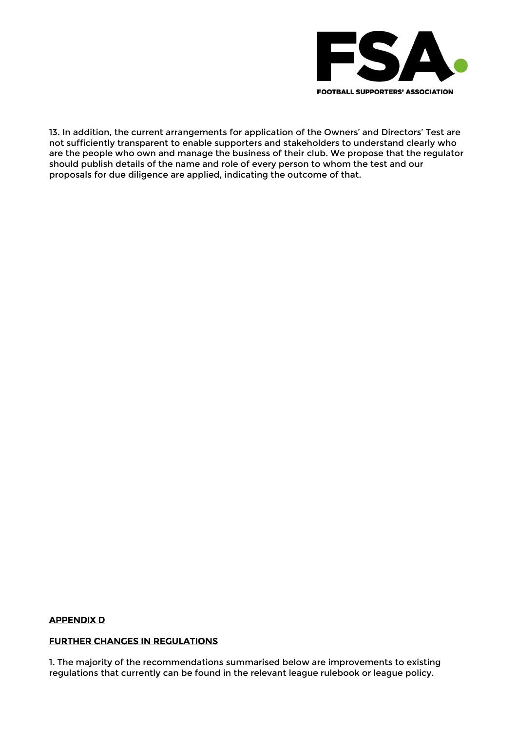13. In addition, the current arrangements for application of the Owners' and Directors' Test are not sufficiently transparent to enable supporters and stakeholders to understand clearly who are the people who own and manage the business of their club. We propose that the regulator should publish details of the name and role of every person to whom the test and our proposals for due diligence are applied, indicating the outcome of that.

## APPENDIX D

## FURTHER CHANGES IN REGULATIONS

1. The majority of the recommendations summarised below are improvements to existing regulations that currently can be found in the relevant league rulebook or league policy.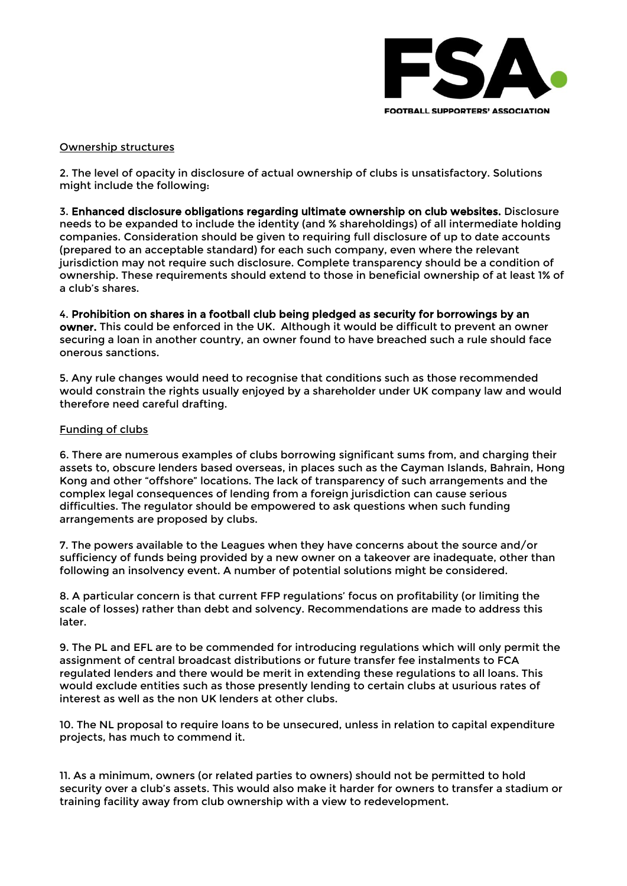Ownership structures

2. The level of opacity in disclosure of actual ownership of clubs is unsatisfactory. Solutions might include the following:

3. **Enhanced disclosure obligations regarding ultimate ownership on club websites.** Disclosure needs to be expanded to include the identity (and % shareholdings) of all intermediate holding companies. Consideration should be given to requiring full disclosure of up to date accounts (prepared to an acceptable standard) for each such company, even where the relevant jurisdiction may not require such disclosure. Complete transparency should be a condition of ownership. These requirements should extend to those in beneficial ownership of at least 1% of a club's shares.

4. **Prohibition on shares in a football club being pledged as security for borrowings by an owner.** This could be enforced in the UK. Although it would be difficult to prevent an owner securing a loan in another country, an owner found to have breached such a rule should face onerous sanctions.

5. Any rule changes would need to recognise that conditions such as those recommended would constrain the rights usually enjoyed by a shareholder under UK company law and would therefore need careful drafting.

Funding of clubs

6. There are numerous examples of clubs borrowing significant sums from, and charging their assets to, obscure lenders based overseas, in places such as the Cayman Islands, Bahrain, Hong Kong and other "offshore" locations. The lack of transparency of such arrangements and the complex legal consequences of lending from a foreign jurisdiction can cause serious difficulties. The regulator should be empowered to ask questions when such funding arrangements are proposed by clubs.

7. The powers available to the Leagues when they have concerns about the source and/or sufficiency of funds being provided by a new owner on a takeover are inadequate, other than following an insolvency event. A number of potential solutions might be considered.

8. A particular concern is that current FFP regulations' focus on profitability (or limiting the scale of losses) rather than debt and solvency. Recommendations are made to address this later.

9. The PL and EFL are to be commended for introducing regulations which will only permit the assignment of central broadcast distributions or future transfer fee instalments to FCA regulated lenders and there would be merit in extending these regulations to all loans. This would exclude entities such as those presently lending to certain clubs at usurious rates of interest as well as the non UK lenders at other clubs.

10. The NL proposal to require loans to be unsecured, unless in relation to capital expenditure projects, has much to commend it.

11. As a minimum, owners (or related parties to owners) should not be permitted to hold security over a club's assets. This would also make it harder for owners to transfer a stadium or training facility away from club ownership with a view to redevelopment.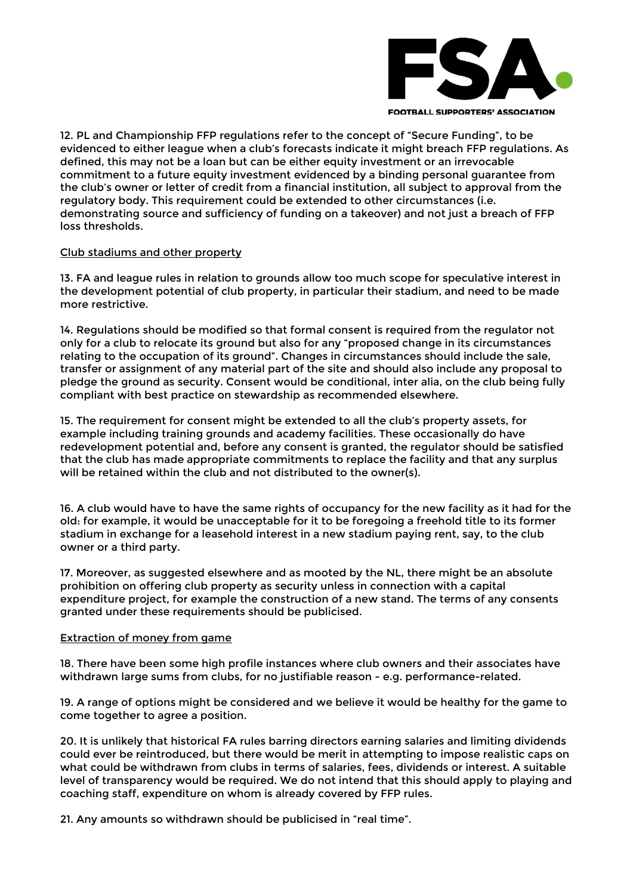12. PL and Championship FFP regulations refer to the concept of "Secure Funding", to be evidenced to either league when a club's forecasts indicate it might breach FFP regulations. As defined, this may not be a loan but can be either equity investment or an irrevocable commitment to a future equity investment evidenced by a binding personal guarantee from the club's owner or letter of credit from a financial institution, all subject to approval from the regulatory body. This requirement could be extended to other circumstances (i.e. demonstrating source and sufficiency of funding on a takeover) and not just a breach of FFP loss thresholds.

<u>Club stadiums and other property</u>

13. FA and league rules in relation to grounds allow too much scope for speculative interest in the development potential of club property, in particular their stadium, and need to be made more restrictive.

14. Regulations should be modified so that formal consent is required from the regulator not only for a club to relocate its ground but also for any "proposed change in its circumstances relating to the occupation of its ground". Changes in circumstances should include the sale, transfer or assignment of any material part of the site and should also include any proposal to pledge the ground as security. Consent would be conditional, inter alia, on the club being fully compliant with best practice on stewardship as recommended elsewhere.

15. The requirement for consent might be extended to all the club's property assets, for example including training grounds and academy facilities. These occasionally do have redevelopment potential and, before any consent is granted, the regulator should be satisfied that the club has made appropriate commitments to replace the facility and that any surplus will be retained within the club and not distributed to the owner(s).

16. A club would have to have the same rights of occupancy for the new facility as it had for the old: for example, it would be unacceptable for it to be foregoing a freehold title to its former stadium in exchange for a leasehold interest in a new stadium paying rent, say, to the club owner or a third party.

17. Moreover, as suggested elsewhere and as mooted by the NL, there might be an absolute prohibition on offering club property as security unless in connection with a capital expenditure project, for example the construction of a new stand. The terms of any consents granted under these requirements should be publicised.

<u>Extraction of money from game</u>

18. There have been some high profile instances where club owners and their associates have withdrawn large sums from clubs, for no justifiable reason - e.g. performance-related.

19. A range of options might be considered and we believe it would be healthy for the game to come together to agree a position.

20. It is unlikely that historical FA rules barring directors earning salaries and limiting dividends could ever be reintroduced, but there would be merit in attempting to impose realistic caps on what could be withdrawn from clubs in terms of salaries, fees, dividends or interest. A suitable level of transparency would be required. We do not intend that this should apply to playing and coaching staff, expenditure on whom is already covered by FFP rules.

21. Any amounts so withdrawn should be publicised in "real time".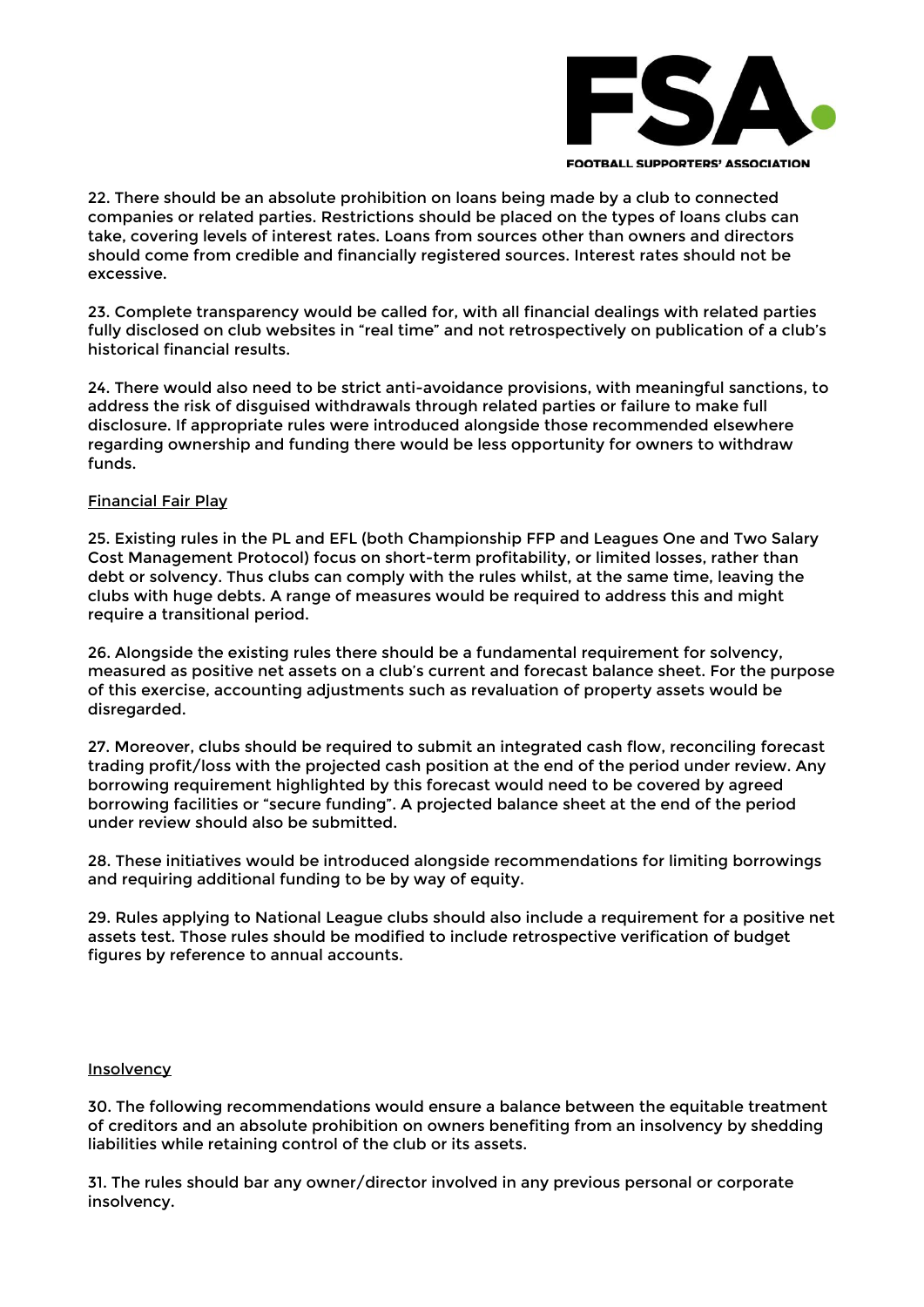22. There should be an absolute prohibition on loans being made by a club to connected companies or related parties. Restrictions should be placed on the types of loans clubs can take, covering levels of interest rates. Loans from sources other than owners and directors should come from credible and financially registered sources. Interest rates should not be excessive.

23. Complete transparency would be called for, with all financial dealings with related parties fully disclosed on club websites in "real time" and not retrospectively on publication of a club's historical financial results.

24. There would also need to be strict anti-avoidance provisions, with meaningful sanctions, to address the risk of disguised withdrawals through related parties or failure to make full disclosure. If appropriate rules were introduced alongside those recommended elsewhere regarding ownership and funding there would be less opportunity for owners to withdraw funds.

Financial Fair Play

25. Existing rules in the PL and EFL (both Championship FFP and Leagues One and Two Salary Cost Management Protocol) focus on short-term profitability, or limited losses, rather than debt or solvency. Thus clubs can comply with the rules whilst, at the same time, leaving the clubs with huge debts. A range of measures would be required to address this and might require a transitional period.

26. Alongside the existing rules there should be a fundamental requirement for solvency, measured as positive net assets on a club's current and forecast balance sheet. For the purpose of this exercise, accounting adjustments such as revaluation of property assets would be disregarded.

27. Moreover, clubs should be required to submit an integrated cash flow, reconciling forecast trading profit/loss with the projected cash position at the end of the period under review. Any borrowing requirement highlighted by this forecast would need to be covered by agreed borrowing facilities or "secure funding". A projected balance sheet at the end of the period under review should also be submitted.

28. These initiatives would be introduced alongside recommendations for limiting borrowings and requiring additional funding to be by way of equity.

29. Rules applying to National League clubs should also include a requirement for a positive net assets test. Those rules should be modified to include retrospective verification of budget figures by reference to annual accounts.

Insolvency

30. The following recommendations would ensure a balance between the equitable treatment of creditors and an absolute prohibition on owners benefiting from an insolvency by shedding liabilities while retaining control of the club or its assets.

31. The rules should bar any owner/director involved in any previous personal or corporate insolvency.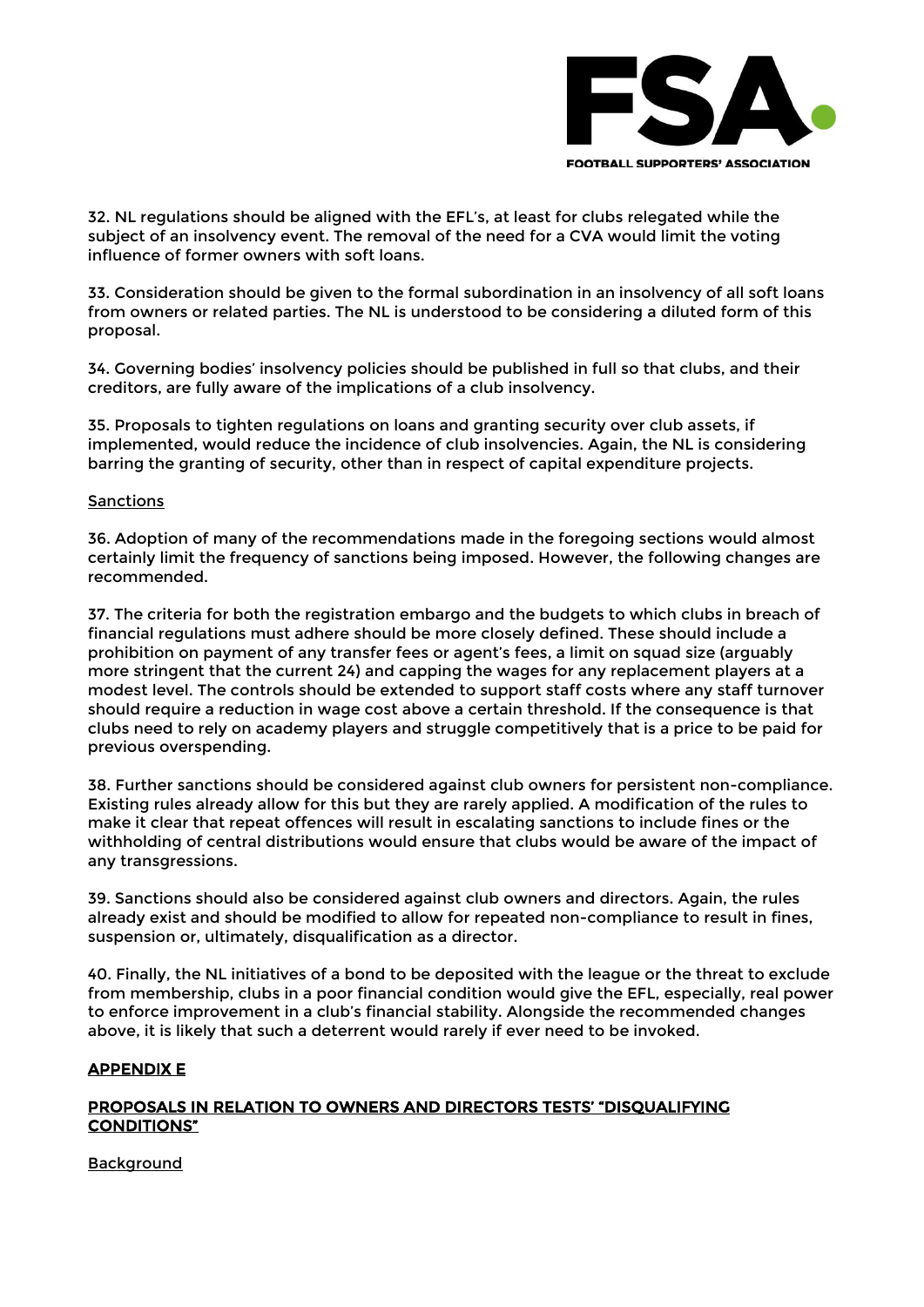32. NL regulations should be aligned with the EFL's, at least for clubs relegated while the subject of an insolvency event. The removal of the need for a CVA would limit the voting influence of former owners with soft loans.

33. Consideration should be given to the formal subordination in an insolvency of all soft loans from owners or related parties. The NL is understood to be considering a diluted form of this proposal.

34. Governing bodies' insolvency policies should be published in full so that clubs, and their creditors, are fully aware of the implications of a club insolvency.

35. Proposals to tighten regulations on loans and granting security over club assets, if implemented, would reduce the incidence of club insolvencies. Again, the NL is considering barring the granting of security, other than in respect of capital expenditure projects.

<u>Sanctions</u>

36. Adoption of many of the recommendations made in the foregoing sections would almost certainly limit the frequency of sanctions being imposed. However, the following changes are recommended.

37. The criteria for both the registration embargo and the budgets to which clubs in breach of financial regulations must adhere should be more closely defined. These should include a prohibition on payment of any transfer fees or agent's fees, a limit on squad size (arguably more stringent that the current 24) and capping the wages for any replacement players at a modest level. The controls should be extended to support staff costs where any staff turnover should require a reduction in wage cost above a certain threshold. If the consequence is that clubs need to rely on academy players and struggle competitively that is a price to be paid for previous overspending.

38. Further sanctions should be considered against club owners for persistent non-compliance. Existing rules already allow for this but they are rarely applied. A modification of the rules to make it clear that repeat offences will result in escalating sanctions to include fines or the withholding of central distributions would ensure that clubs would be aware of the impact of any transgressions.

39. Sanctions should also be considered against club owners and directors. Again, the rules already exist and should be modified to allow for repeated non-compliance to result in fines, suspension or, ultimately, disqualification as a director.

40. Finally, the NL initiatives of a bond to be deposited with the league or the threat to exclude from membership, clubs in a poor financial condition would give the EFL, especially, real power to enforce improvement in a club's financial stability. Alongside the recommended changes above, it is likely that such a deterrent would rarely if ever need to be invoked.

## <u>APPENDIX E</u>

### <u>PROPOSALS IN RELATION TO OWNERS AND DIRECTORS TESTS' "DISQUALIFYING CONDITIONS"</u>

<u>Background</u>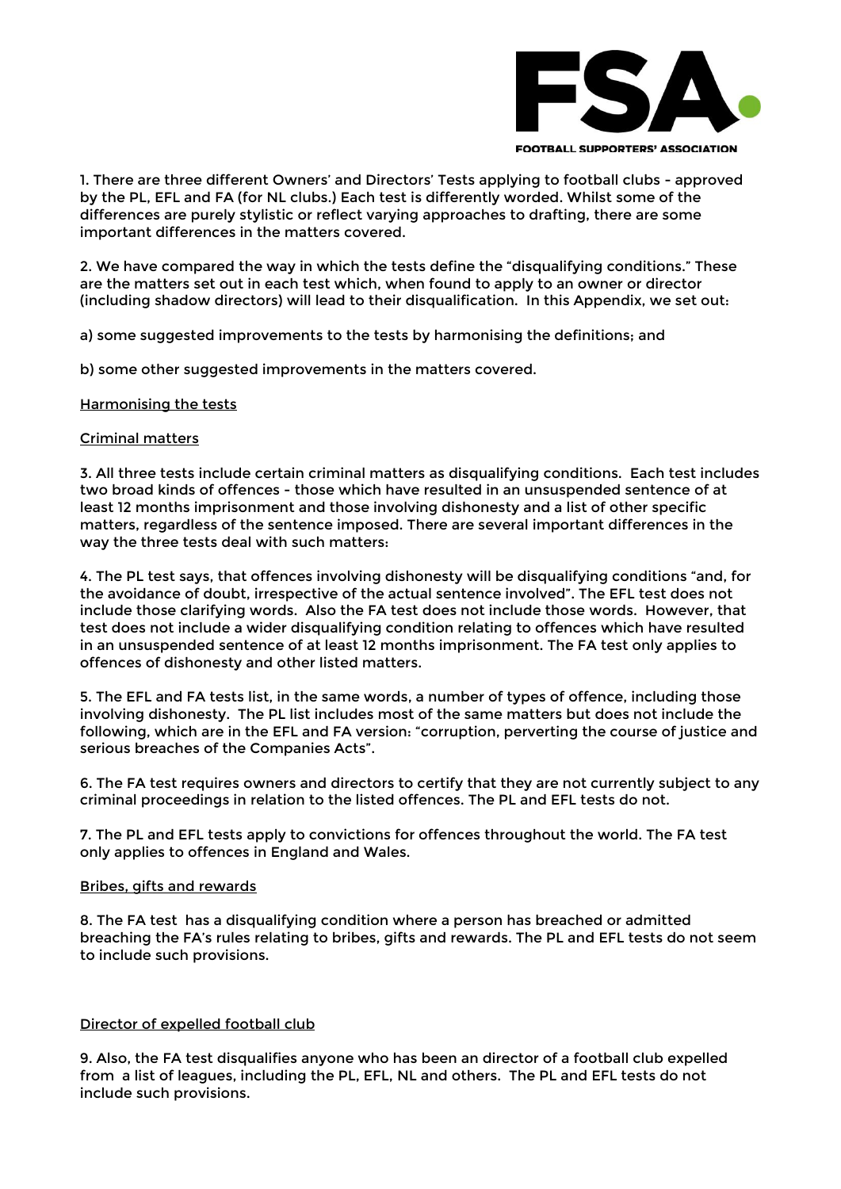1. There are three different Owners' and Directors' Tests applying to football clubs - approved by the PL, EFL and FA (for NL clubs.) Each test is differently worded. Whilst some of the differences are purely stylistic or reflect varying approaches to drafting, there are some important differences in the matters covered.

2. We have compared the way in which the tests define the "disqualifying conditions." These are the matters set out in each test which, when found to apply to an owner or director (including shadow directors) will lead to their disqualification. In this Appendix, we set out:

a) some suggested improvements to the tests by harmonising the definitions; and

b) some other suggested improvements in the matters covered.

<u>Harmonising the tests</u>

<u>Criminal matters</u>

3. All three tests include certain criminal matters as disqualifying conditions. Each test includes two broad kinds of offences - those which have resulted in an unsuspended sentence of at least 12 months imprisonment and those involving dishonesty and a list of other specific matters, regardless of the sentence imposed. There are several important differences in the way the three tests deal with such matters:

4. The PL test says, that offences involving dishonesty will be disqualifying conditions "and, for the avoidance of doubt, irrespective of the actual sentence involved". The EFL test does not include those clarifying words. Also the FA test does not include those words. However, that test does not include a wider disqualifying condition relating to offences which have resulted in an unsuspended sentence of at least 12 months imprisonment. The FA test only applies to offences of dishonesty and other listed matters.

5. The EFL and FA tests list, in the same words, a number of types of offence, including those involving dishonesty. The PL list includes most of the same matters but does not include the following, which are in the EFL and FA version: "corruption, perverting the course of justice and serious breaches of the Companies Acts".

6. The FA test requires owners and directors to certify that they are not currently subject to any criminal proceedings in relation to the listed offences. The PL and EFL tests do not.

7. The PL and EFL tests apply to convictions for offences throughout the world. The FA test only applies to offences in England and Wales.

<u>Bribes, gifts and rewards</u>

8. The FA test has a disqualifying condition where a person has breached or admitted breaching the FA's rules relating to bribes, gifts and rewards. The PL and EFL tests do not seem to include such provisions.

<u>Director of expelled football club</u>

9. Also, the FA test disqualifies anyone who has been an director of a football club expelled from a list of leagues, including the PL, EFL, NL and others. The PL and EFL tests do not include such provisions.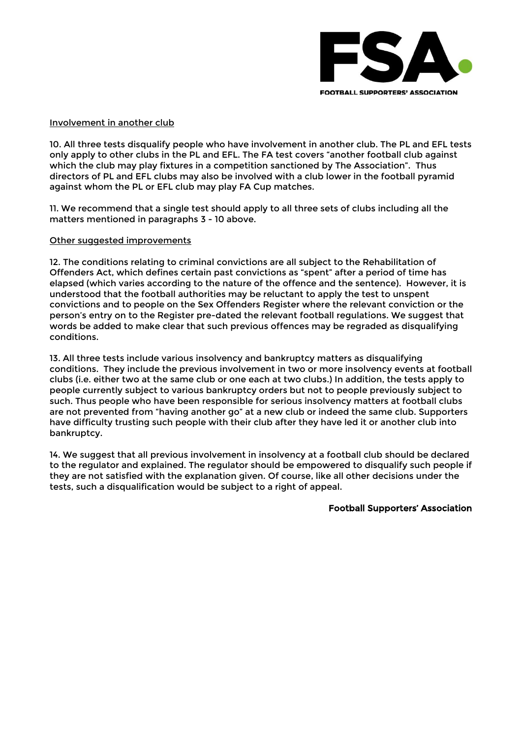Involvement in another club

10. All three tests disqualify people who have involvement in another club. The PL and EFL tests only apply to other clubs in the PL and EFL. The FA test covers "another football club against which the club may play fixtures in a competition sanctioned by The Association". Thus directors of PL and EFL clubs may also be involved with a club lower in the football pyramid against whom the PL or EFL club may play FA Cup matches.

11. We recommend that a single test should apply to all three sets of clubs including all the matters mentioned in paragraphs 3 - 10 above.

Other suggested improvements

12. The conditions relating to criminal convictions are all subject to the Rehabilitation of Offenders Act, which defines certain past convictions as "spent" after a period of time has elapsed (which varies according to the nature of the offence and the sentence). However, it is understood that the football authorities may be reluctant to apply the test to unspent convictions and to people on the Sex Offenders Register where the relevant conviction or the person's entry on to the Register pre-dated the relevant football regulations. We suggest that words be added to make clear that such previous offences may be regraded as disqualifying conditions.

13. All three tests include various insolvency and bankruptcy matters as disqualifying conditions. They include the previous involvement in two or more insolvency events at football clubs (i.e. either two at the same club or one each at two clubs.) In addition, the tests apply to people currently subject to various bankruptcy orders but not to people previously subject to such. Thus people who have been responsible for serious insolvency matters at football clubs are not prevented from "having another go" at a new club or indeed the same club. Supporters have difficulty trusting such people with their club after they have led it or another club into bankruptcy.

14. We suggest that all previous involvement in insolvency at a football club should be declared to the regulator and explained. The regulator should be empowered to disqualify such people if they are not satisfied with the explanation given. Of course, like all other decisions under the tests, such a disqualification would be subject to a right of appeal.

**Football Supporters' Association**